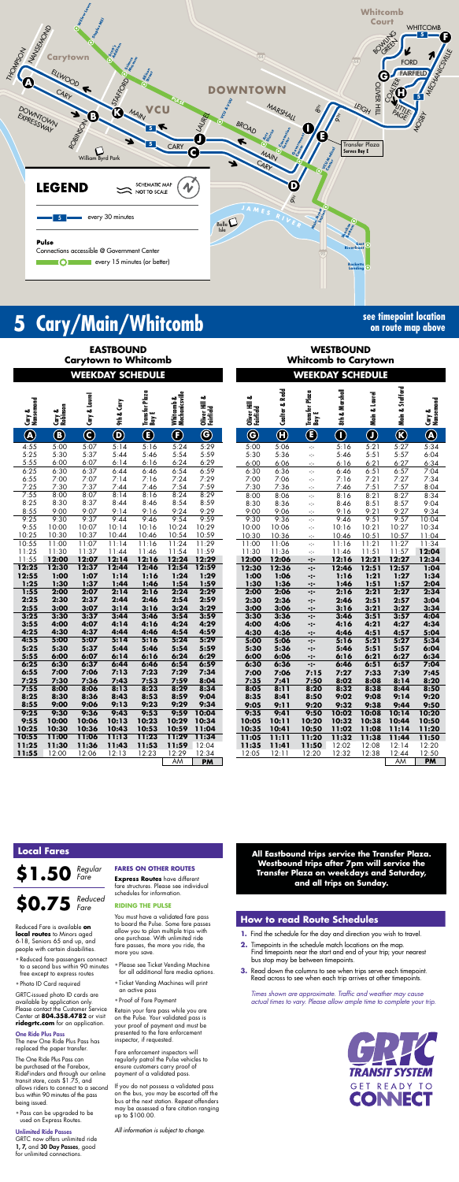# 5 Cary/Main/Whitcomb

**see timepoint location on route map above**

Whitcomb Court · WHITCOMB · DOWNTOWN · Carytown · VCU

## LEGEND

SCHEMATIC MAP NOT TO SCALE

5 — every 30 minutes

**Pulse**
Connections accessible @ Government Center
every 15 minutes (or better)

Transfer Plaza Serves Bay E

## EASTBOUND Carytown to Whitcomb

### WEEKDAY SCHEDULE

| Cary & Nansemond (A) | Cary & Robinson (B) | Cary & Laurel (C) | 9th & Cary (D) | Transfer Plaza Bay E (E) | Whitcomb & Mechanicsville (F) | Oliver Hill & Fairfield (G) |
|---|---|---|---|---|---|---|
| 4:55 | 5:00 | 5:07 | 5:14 | 5:16 | 5:24 | 5:29 |
| 5:25 | 5:30 | 5:37 | 5:44 | 5:46 | 5:54 | 5:59 |
| 5:55 | 6:00 | 6:07 | 6:14 | 6:16 | 6:24 | 6:29 |
| 6:25 | 6:30 | 6:37 | 6:44 | 6:46 | 6:54 | 6:59 |
| 6:55 | 7:00 | 7:07 | 7:14 | 7:16 | 7:24 | 7:29 |
| 7:25 | 7:30 | 7:37 | 7:44 | 7:46 | 7:54 | 7:59 |
| 7:55 | 8:00 | 8:07 | 8:14 | 8:16 | 8:24 | 8:29 |
| 8:25 | 8:30 | 8:37 | 8:44 | 8:46 | 8:54 | 8:59 |
| 8:55 | 9:00 | 9:07 | 9:14 | 9:16 | 9:24 | 9:29 |
| 9:25 | 9:30 | 9:37 | 9:44 | 9:46 | 9:54 | 9:59 |
| 9:55 | 10:00 | 10:07 | 10:14 | 10:16 | 10:24 | 10:29 |
| 10:25 | 10:30 | 10:37 | 10:44 | 10:46 | 10:54 | 10:59 |
| 10:55 | 11:00 | 11:07 | 11:14 | 11:16 | 11:24 | 11:29 |
| 11:25 | 11:30 | 11:37 | 11:44 | 11:46 | 11:54 | 11:59 |
| 11:55 | **12:00** | **12:07** | **12:14** | **12:16** | **12:24** | **12:29** |
| **12:25** | **12:30** | **12:37** | **12:44** | **12:46** | **12:54** | **12:59** |
| **12:55** | **1:00** | **1:07** | **1:14** | **1:16** | **1:24** | **1:29** |
| **1:25** | **1:30** | **1:37** | **1:44** | **1:46** | **1:54** | **1:59** |
| **1:55** | **2:00** | **2:07** | **2:14** | **2:16** | **2:24** | **2:29** |
| **2:25** | **2:30** | **2:37** | **2:44** | **2:46** | **2:54** | **2:59** |
| **2:55** | **3:00** | **3:07** | **3:14** | **3:16** | **3:24** | **3:29** |
| **3:25** | **3:30** | **3:37** | **3:44** | **3:46** | **3:54** | **3:59** |
| **3:55** | **4:00** | **4:07** | **4:14** | **4:16** | **4:24** | **4:29** |
| **4:25** | **4:30** | **4:37** | **4:44** | **4:46** | **4:54** | **4:59** |
| **4:55** | **5:00** | **5:07** | **5:14** | **5:16** | **5:24** | **5:29** |
| **5:25** | **5:30** | **5:37** | **5:44** | **5:46** | **5:54** | **5:59** |
| **5:55** | **6:00** | **6:07** | **6:14** | **6:16** | **6:24** | **6:29** |
| **6:25** | **6:30** | **6:37** | **6:44** | **6:46** | **6:54** | **6:59** |
| **6:55** | **7:00** | **7:06** | **7:13** | **7:23** | **7:29** | **7:34** |
| **7:25** | **7:30** | **7:36** | **7:43** | **7:53** | **7:59** | **8:04** |
| **7:55** | **8:00** | **8:06** | **8:13** | **8:23** | **8:29** | **8:34** |
| **8:25** | **8:30** | **8:36** | **8:43** | **8:53** | **8:59** | **9:04** |
| **8:55** | **9:00** | **9:06** | **9:13** | **9:23** | **9:29** | **9:34** |
| **9:25** | **9:30** | **9:36** | **9:43** | **9:53** | **9:59** | **10:04** |
| **9:55** | **10:00** | **10:06** | **10:13** | **10:23** | **10:29** | **10:34** |
| **10:25** | **10:30** | **10:36** | **10:43** | **10:53** | **10:59** | **11:04** |
| **10:55** | **11:00** | **11:06** | **11:13** | **11:23** | **11:29** | **11:34** |
| **11:25** | **11:30** | **11:36** | **11:43** | **11:53** | **11:59** | 12:04 |
| **11:55** | 12:00 | 12:06 | 12:13 | 12:23 | 12:29 | 12:34 |
| | | | | | AM | **PM** |

## WESTBOUND Whitcomb to Carytown

### WEEKDAY SCHEDULE

| Oliver Hill & Fairfield (G) | Coalter & Redd (H) | Transfer Plaza Bay E (E) | 8th & Marshall (I) | Main & Laurel (J) | Main & Stafford (K) | Cary & Nansemond (A) |
|---|---|---|---|---|---|---|
| 5:00 | 5:06 | -:- | 5:16 | 5:21 | 5:27 | 5:34 |
| 5:30 | 5:36 | -:- | 5:46 | 5:51 | 5:57 | 6:04 |
| 6:00 | 6:06 | -:- | 6:16 | 6:21 | 6:27 | 6:34 |
| 6:30 | 6:36 | -:- | 6:46 | 6:51 | 6:57 | 7:04 |
| 7:00 | 7:06 | -:- | 7:16 | 7:21 | 7:27 | 7:34 |
| 7:30 | 7:36 | -:- | 7:46 | 7:51 | 7:57 | 8:04 |
| 8:00 | 8:06 | -:- | 8:16 | 8:21 | 8:27 | 8:34 |
| 8:30 | 8:36 | -:- | 8:46 | 8:51 | 8:57 | 9:04 |
| 9:00 | 9:06 | -:- | 9:16 | 9:21 | 9:27 | 9:34 |
| 9:30 | 9:36 | -:- | 9:46 | 9:51 | 9:57 | 10:04 |
| 10:00 | 10:06 | -:- | 10:16 | 10:21 | 10:27 | 10:34 |
| 10:30 | 10:36 | -:- | 10:46 | 10:51 | 10:57 | 11:04 |
| 11:00 | 11:06 | -:- | 11:16 | 11:21 | 11:27 | 11:34 |
| 11:30 | 11:36 | -:- | 11:46 | 11:51 | 11:57 | **12:04** |
| **12:00** | **12:06** | **-:-** | **12:16** | **12:21** | **12:27** | **12:34** |
| **12:30** | **12:36** | **-:-** | **12:46** | **12:51** | **12:57** | **1:04** |
| **1:00** | **1:06** | **-:-** | **1:16** | **1:21** | **1:27** | **1:34** |
| **1:30** | **1:36** | **-:-** | **1:46** | **1:51** | **1:57** | **2:04** |
| **2:00** | **2:06** | **-:-** | **2:16** | **2:21** | **2:27** | **2:34** |
| **2:30** | **2:36** | **-:-** | **2:46** | **2:51** | **2:57** | **3:04** |
| **3:00** | **3:06** | **-:-** | **3:16** | **3:21** | **3:27** | **3:34** |
| **3:30** | **3:36** | **-:-** | **3:46** | **3:51** | **3:57** | **4:04** |
| **4:00** | **4:06** | **-:-** | **4:16** | **4:21** | **4:27** | **4:34** |
| **4:30** | **4:36** | **-:-** | **4:46** | **4:51** | **4:57** | **5:04** |
| **5:00** | **5:06** | **-:-** | **5:16** | **5:21** | **5:27** | **5:34** |
| **5:30** | **5:36** | **-:-** | **5:46** | **5:51** | **5:57** | **6:04** |
| **6:00** | **6:06** | **-:-** | **6:16** | **6:21** | **6:27** | **6:34** |
| **6:30** | **6:36** | **-:-** | **6:46** | **6:51** | **6:57** | **7:04** |
| **7:00** | **7:06** | **7:15** | **7:27** | **7:33** | **7:39** | **7:45** |
| **7:35** | **7:41** | **7:50** | **8:02** | **8:08** | **8:14** | **8:20** |
| **8:05** | **8:11** | **8:20** | **8:32** | **8:38** | **8:44** | **8:50** |
| **8:35** | **8:41** | **8:50** | **9:02** | **9:08** | **9:14** | **9:20** |
| **9:05** | **9:11** | **9:20** | **9:32** | **9:38** | **9:44** | **9:50** |
| **9:35** | **9:41** | **9:50** | **10:02** | **10:08** | **10:14** | **10:20** |
| **10:05** | **10:11** | **10:20** | **10:32** | **10:38** | **10:44** | **10:50** |
| **10:35** | **10:41** | **10:50** | **11:02** | **11:08** | **11:14** | **11:20** |
| **11:05** | **11:11** | **11:20** | **11:32** | **11:38** | **11:44** | **11:50** |
| **11:35** | **11:41** | **11:50** | 12:02 | 12:08 | 12:14 | 12:20 |
| 12:05 | 12:11 | 12:20 | 12:32 | 12:38 | 12:44 | 12:50 |
| | | | | | AM | **PM** |

**All Eastbound trips service the Transfer Plaza. Westbound trips after 7pm will service the Transfer Plaza on weekdays and Saturday, and all trips on Sunday.**

## Local Fares

**$1.50** Regular Fare

**$0.75** Reduced Fare

Reduced Fare is available **on local routes** to Minors aged 6-18, Seniors 65 and up, and people with certain disabilities.

- Reduced fare passengers connect to a second bus within 90 minutes free except to express routes
- Photo ID Card required

GRTC-issued photo ID cards are available by application only. Please contact the Customer Service Center at **804.358.4782** or visit **ridegrtc.com** for an application.

**One Ride Plus Pass**
The new One Ride Plus Pass has replaced the paper transfer.

The One Ride Plus Pass can be purchased at the Farebox, RideFinders and through our online transit store, costs $1.75, and allows riders to connect to a second bus within 90 minutes of the pass being issued.

- Pass can be upgraded to be used on Express Routes.

**Unlimited Ride Passes**
GRTC now offers unlimited ride **1, 7,** and **30 Day Passes**, good for unlimited connections.

### FARES ON OTHER ROUTES

**Express Routes** have different fare structures. Please see individual schedules for information.

### RIDING THE PULSE

You must have a validated fare pass to board the Pulse. Some fare passes allow you to plan multiple trips with one purchase. With unlimited ride fare passes, the more you ride, the more you save.

- Please see Ticket Vending Machine for all additional fare media options.
- Ticket Vending Machines will print an active pass
- Proof of Fare Payment

Retain your fare pass while you are on the Pulse. Your validated pass is your proof of payment and must be presented to the fare enforcement inspector, if requested.

Fare enforcement inspectors will regularly patrol the Pulse vehicles to ensure customers carry proof of payment of a validated pass.

If you do not possess a validated pass on the bus, you may be escorted off the bus at the next station. Repeat offenders may be assessed a fare citation ranging up to $100.00.

*All information is subject to change.*

## How to read Route Schedules

1. Find the schedule for the day and direction you wish to travel.
2. Timepoints in the schedule match locations on the map. Find timepoints near the start and end of your trip; your nearest bus stop may be between timepoints.
3. Read down the columns to see when trips serve each timepoint. Read across to see when each trip arrives at other timepoints.

*Times shown are approximate. Traffic and weather may cause actual times to vary. Please allow ample time to complete your trip.*

GRTC TRANSIT SYSTEM — GET READY TO CONNECT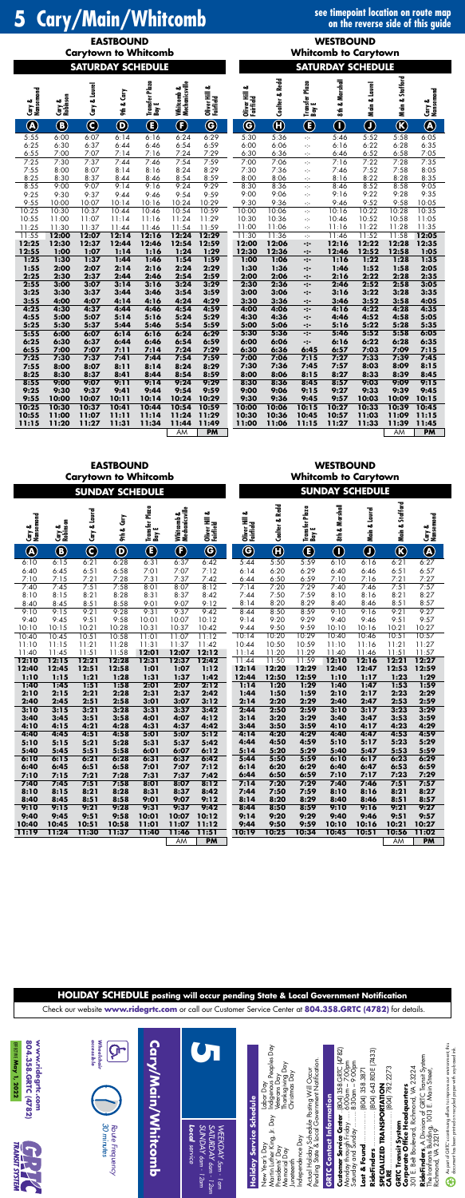# 5 Cary/Main/Whitcomb

**see timepoint location on route map on the reverse side of this guide**

## EASTBOUND — Carytown to Whitcomb

### SATURDAY SCHEDULE

| Cary & Nansemond (A) | Cary & Robinson (B) | Cary & Laurel (C) | 9th & Cary (D) | Transfer Plaza Bay E (E) | Whitcomb & Mechanicsville (F) | Oliver Hill & Fairfield (G) |
|---|---|---|---|---|---|---|
| 5:55 | 6:00 | 6:07 | 6:14 | 6:16 | 6:24 | 6:29 |
| 6:25 | 6:30 | 6:37 | 6:44 | 6:46 | 6:54 | 6:59 |
| 6:55 | 7:00 | 7:07 | 7:14 | 7:16 | 7:24 | 7:29 |
| 7:25 | 7:30 | 7:37 | 7:44 | 7:46 | 7:54 | 7:59 |
| 7:55 | 8:00 | 8:07 | 8:14 | 8:16 | 8:24 | 8:29 |
| 8:25 | 8:30 | 8:37 | 8:44 | 8:46 | 8:54 | 8:59 |
| 8:55 | 9:00 | 9:07 | 9:14 | 9:16 | 9:24 | 9:29 |
| 9:25 | 9:30 | 9:37 | 9:44 | 9:46 | 9:54 | 9:59 |
| 9:55 | 10:00 | 10:07 | 10:14 | 10:16 | 10:24 | 10:29 |
| 10:25 | 10:30 | 10:37 | 10:44 | 10:46 | 10:54 | 10:59 |
| 10:55 | 11:00 | 11:07 | 11:14 | 11:16 | 11:24 | 11:29 |
| 11:25 | 11:30 | 11:37 | 11:44 | 11:46 | 11:54 | 11:59 |
| 11:55 | **12:00** | **12:07** | **12:14** | **12:16** | **12:24** | **12:29** |
| **12:25** | **12:30** | **12:37** | **12:44** | **12:46** | **12:54** | **12:59** |
| **12:55** | **1:00** | **1:07** | **1:14** | **1:16** | **1:24** | **1:29** |
| **1:25** | **1:30** | **1:37** | **1:44** | **1:46** | **1:54** | **1:59** |
| **1:55** | **2:00** | **2:07** | **2:14** | **2:16** | **2:24** | **2:29** |
| **2:25** | **2:30** | **2:37** | **2:44** | **2:46** | **2:54** | **2:59** |
| **2:55** | **3:00** | **3:07** | **3:14** | **3:16** | **3:24** | **3:29** |
| **3:25** | **3:30** | **3:37** | **3:44** | **3:46** | **3:54** | **3:59** |
| **3:55** | **4:00** | **4:07** | **4:14** | **4:16** | **4:24** | **4:29** |
| **4:25** | **4:30** | **4:37** | **4:44** | **4:46** | **4:54** | **4:59** |
| **4:55** | **5:00** | **5:07** | **5:14** | **5:16** | **5:24** | **5:29** |
| **5:25** | **5:30** | **5:37** | **5:44** | **5:46** | **5:54** | **5:59** |
| **5:55** | **6:00** | **6:07** | **6:14** | **6:16** | **6:24** | **6:29** |
| **6:25** | **6:30** | **6:37** | **6:44** | **6:46** | **6:54** | **6:59** |
| **6:55** | **7:00** | **7:07** | **7:11** | **7:14** | **7:24** | **7:29** |
| **7:25** | **7:30** | **7:37** | **7:41** | **7:44** | **7:54** | **7:59** |
| **7:55** | **8:00** | **8:07** | **8:11** | **8:14** | **8:24** | **8:29** |
| **8:25** | **8:30** | **8:37** | **8:41** | **8:44** | **8:54** | **8:59** |
| **8:55** | **9:00** | **9:07** | **9:11** | **9:14** | **9:24** | **9:29** |
| **9:25** | **9:30** | **9:37** | **9:41** | **9:44** | **9:54** | **9:59** |
| **9:55** | **10:00** | **10:07** | **10:11** | **10:14** | **10:24** | **10:29** |
| **10:25** | **10:30** | **10:37** | **10:41** | **10:44** | **10:54** | **10:59** |
| **10:55** | **11:00** | **11:07** | **11:11** | **11:14** | **11:24** | **11:29** |
| **11:15** | **11:20** | **11:27** | **11:31** | **11:34** | **11:44** | **11:49** |
| | | | | | AM | **PM** |

## WESTBOUND — Whitcomb to Carytown

### SATURDAY SCHEDULE

| Oliver Hill & Fairfield (G) | Coalter & Redd (H) | Transfer Plaza Bay E (E) | 8th & Marshall (I) | Main & Laurel (J) | Main & Stafford (K) | Cary & Nansemond (A) |
|---|---|---|---|---|---|---|
| 5:30 | 5:36 | -:- | 5:46 | 5:52 | 5:58 | 6:05 |
| 6:00 | 6:06 | -:- | 6:16 | 6:22 | 6:28 | 6:35 |
| 6:30 | 6:36 | -:- | 6:46 | 6:52 | 6:58 | 7:05 |
| 7:00 | 7:06 | -:- | 7:16 | 7:22 | 7:28 | 7:35 |
| 7:30 | 7:36 | -:- | 7:46 | 7:52 | 7:58 | 8:05 |
| 8:00 | 8:06 | -:- | 8:16 | 8:22 | 8:28 | 8:35 |
| 8:30 | 8:36 | -:- | 8:46 | 8:52 | 8:58 | 9:05 |
| 9:00 | 9:06 | -:- | 9:16 | 9:22 | 9:28 | 9:35 |
| 9:30 | 9:36 | -:- | 9:46 | 9:52 | 9:58 | 10:05 |
| 10:00 | 10:06 | -:- | 10:16 | 10:22 | 10:28 | 10:35 |
| 10:30 | 10:36 | -:- | 10:46 | 10:52 | 10:58 | 11:05 |
| 11:00 | 11:06 | -:- | 11:16 | 11:22 | 11:28 | 11:35 |
| 11:30 | 11:36 | -:- | 11:46 | 11:52 | 11:58 | **12:05** |
| **12:00** | **12:06** | -:- | **12:16** | **12:22** | **12:28** | **12:35** |
| **12:30** | **12:36** | -:- | **12:46** | **12:52** | **12:58** | **1:05** |
| **1:00** | **1:06** | -:- | **1:16** | **1:22** | **1:28** | **1:35** |
| **1:30** | **1:36** | -:- | **1:46** | **1:52** | **1:58** | **2:05** |
| **2:00** | **2:06** | -:- | **2:16** | **2:22** | **2:28** | **2:35** |
| **2:30** | **2:36** | -:- | **2:46** | **2:52** | **2:58** | **3:05** |
| **3:00** | **3:06** | -:- | **3:16** | **3:22** | **3:28** | **3:35** |
| **3:30** | **3:36** | -:- | **3:46** | **3:52** | **3:58** | **4:05** |
| **4:00** | **4:06** | -:- | **4:16** | **4:22** | **4:28** | **4:35** |
| **4:30** | **4:36** | -:- | **4:46** | **4:52** | **4:58** | **5:05** |
| **5:00** | **5:06** | -:- | **5:16** | **5:22** | **5:28** | **5:35** |
| **5:30** | **5:36** | -:- | **5:46** | **5:52** | **5:58** | **6:05** |
| **6:00** | **6:06** | -:- | **6:16** | **6:22** | **6:28** | **6:35** |
| **6:30** | **6:36** | **6:45** | **6:57** | **7:03** | **7:09** | **7:15** |
| **7:00** | **7:06** | **7:15** | **7:27** | **7:33** | **7:39** | **7:45** |
| **7:30** | **7:36** | **7:45** | **7:57** | **8:03** | **8:09** | **8:15** |
| **8:00** | **8:06** | **8:15** | **8:27** | **8:33** | **8:39** | **8:45** |
| **8:30** | **8:36** | **8:45** | **8:57** | **9:03** | **9:09** | **9:15** |
| **9:00** | **9:06** | **9:15** | **9:27** | **9:33** | **9:39** | **9:45** |
| **9:30** | **9:36** | **9:45** | **9:57** | **10:03** | **10:09** | **10:15** |
| **10:00** | **10:06** | **10:15** | **10:27** | **10:33** | **10:39** | **10:45** |
| **10:30** | **10:36** | **10:45** | **10:57** | **11:03** | **11:09** | **11:15** |
| **11:00** | **11:06** | **11:15** | **11:27** | **11:33** | **11:39** | **11:45** |
| | | | | | AM | **PM** |

## EASTBOUND — Carytown to Whitcomb

### SUNDAY SCHEDULE

| Cary & Nansemond (A) | Cary & Robinson (B) | Cary & Laurel (C) | 9th & Cary (D) | Transfer Plaza Bay E (E) | Whitcomb & Mechanicsville (F) | Oliver Hill & Fairfield (G) |
|---|---|---|---|---|---|---|
| 6:10 | 6:15 | 6:21 | 6:28 | 6:31 | 6:37 | 6:42 |
| 6:40 | 6:45 | 6:51 | 6:58 | 7:01 | 7:07 | 7:12 |
| 7:10 | 7:15 | 7:21 | 7:28 | 7:31 | 7:37 | 7:42 |
| 7:40 | 7:45 | 7:51 | 7:58 | 8:01 | 8:07 | 8:12 |
| 8:10 | 8:15 | 8:21 | 8:28 | 8:31 | 8:37 | 8:42 |
| 8:40 | 8:45 | 8:51 | 8:58 | 9:01 | 9:07 | 9:12 |
| 9:10 | 9:15 | 9:21 | 9:28 | 9:31 | 9:37 | 9:42 |
| 9:40 | 9:45 | 9:51 | 9:58 | 10:01 | 10:07 | 10:12 |
| 10:10 | 10:15 | 10:21 | 10:28 | 10:31 | 10:37 | 10:42 |
| 10:40 | 10:45 | 10:51 | 10:58 | 11:01 | 11:07 | 11:12 |
| 11:10 | 11:15 | 11:21 | 11:28 | 11:31 | 11:37 | 11:42 |
| 11:40 | 11:45 | 11:51 | 11:58 | **12:01** | **12:07** | **12:12** |
| **12:10** | **12:15** | **12:21** | **12:28** | **12:31** | **12:37** | **12:42** |
| **12:40** | **12:45** | **12:51** | **12:58** | **1:01** | **1:07** | **1:12** |
| **1:10** | **1:15** | **1:21** | **1:28** | **1:31** | **1:37** | **1:42** |
| **1:40** | **1:45** | **1:51** | **1:58** | **2:01** | **2:07** | **2:12** |
| **2:10** | **2:15** | **2:21** | **2:28** | **2:31** | **2:37** | **2:42** |
| **2:40** | **2:45** | **2:51** | **2:58** | **3:01** | **3:07** | **3:12** |
| **3:10** | **3:15** | **3:21** | **3:28** | **3:31** | **3:37** | **3:42** |
| **3:40** | **3:45** | **3:51** | **3:58** | **4:01** | **4:07** | **4:12** |
| **4:10** | **4:15** | **4:21** | **4:28** | **4:31** | **4:37** | **4:42** |
| **4:40** | **4:45** | **4:51** | **4:58** | **5:01** | **5:07** | **5:12** |
| **5:10** | **5:15** | **5:21** | **5:28** | **5:31** | **5:37** | **5:42** |
| **5:40** | **5:45** | **5:51** | **5:58** | **6:01** | **6:07** | **6:12** |
| **6:10** | **6:15** | **6:21** | **6:28** | **6:31** | **6:37** | **6:42** |
| **6:40** | **6:45** | **6:51** | **6:58** | **7:01** | **7:07** | **7:12** |
| **7:10** | **7:15** | **7:21** | **7:28** | **7:31** | **7:37** | **7:42** |
| **7:40** | **7:45** | **7:51** | **7:58** | **8:01** | **8:07** | **8:12** |
| **8:10** | **8:15** | **8:21** | **8:28** | **8:31** | **8:37** | **8:42** |
| **8:40** | **8:45** | **8:51** | **8:58** | **9:01** | **9:07** | **9:12** |
| **9:10** | **9:15** | **9:21** | **9:28** | **9:31** | **9:37** | **9:42** |
| **9:40** | **9:45** | **9:51** | **9:58** | **10:01** | **10:07** | **10:12** |
| **10:40** | **10:45** | **10:51** | **10:58** | **11:01** | **11:07** | **11:12** |
| **11:19** | **11:24** | **11:30** | **11:37** | **11:40** | **11:46** | **11:51** |
| | | | | | AM | **PM** |

## WESTBOUND — Whitcomb to Carytown

### SUNDAY SCHEDULE

| Oliver Hill & Fairfield (G) | Coalter & Redd (H) | Transfer Plaza Bay E (E) | 8th & Marshall (I) | Main & Laurel (J) | Main & Stafford (K) | Cary & Nansemond (A) |
|---|---|---|---|---|---|---|
| 5:44 | 5:50 | 5:59 | 6:10 | 6:16 | 6:21 | 6:27 |
| 6:14 | 6:20 | 6:29 | 6:40 | 6:46 | 6:51 | 6:57 |
| 6:44 | 6:50 | 6:59 | 7:10 | 7:16 | 7:21 | 7:27 |
| 7:14 | 7:20 | 7:29 | 7:40 | 7:46 | 7:51 | 7:57 |
| 7:44 | 7:50 | 7:59 | 8:10 | 8:16 | 8:21 | 8:27 |
| 8:14 | 8:20 | 8:29 | 8:40 | 8:46 | 8:51 | 8:57 |
| 8:44 | 8:50 | 8:59 | 9:10 | 9:16 | 9:21 | 9:27 |
| 9:14 | 9:20 | 9:29 | 9:40 | 9:46 | 9:51 | 9:57 |
| 9:44 | 9:50 | 9:59 | 10:10 | 10:16 | 10:21 | 10:27 |
| 10:14 | 10:20 | 10:29 | 10:40 | 10:46 | 10:51 | 10:57 |
| 10:44 | 10:50 | 10:59 | 11:10 | 11:16 | 11:21 | 11:27 |
| 11:14 | 11:20 | 11:29 | 11:40 | 11:46 | 11:51 | 11:57 |
| 11:44 | 11:50 | 11:59 | **12:10** | **12:16** | **12:21** | **12:27** |
| **12:14** | **12:20** | **12:29** | **12:40** | **12:47** | **12:53** | **12:59** |
| **12:44** | **12:50** | **12:59** | **1:10** | **1:17** | **1:23** | **1:29** |
| **1:14** | **1:20** | **1:29** | **1:40** | **1:47** | **1:53** | **1:59** |
| **1:44** | **1:50** | **1:59** | **2:10** | **2:17** | **2:23** | **2:29** |
| **2:14** | **2:20** | **2:29** | **2:40** | **2:47** | **2:53** | **2:59** |
| **2:44** | **2:50** | **2:59** | **3:10** | **3:17** | **3:23** | **3:29** |
| **3:14** | **3:20** | **3:29** | **3:40** | **3:47** | **3:53** | **3:59** |
| **3:44** | **3:50** | **3:59** | **4:10** | **4:17** | **4:23** | **4:29** |
| **4:14** | **4:20** | **4:29** | **4:40** | **4:47** | **4:53** | **4:59** |
| **4:44** | **4:50** | **4:59** | **5:10** | **5:17** | **5:23** | **5:29** |
| **5:14** | **5:20** | **5:29** | **5:40** | **5:47** | **5:53** | **5:59** |
| **5:44** | **5:50** | **5:59** | **6:10** | **6:17** | **6:23** | **6:29** |
| **6:14** | **6:20** | **6:29** | **6:40** | **6:47** | **6:53** | **6:59** |
| **6:44** | **6:50** | **6:59** | **7:10** | **7:17** | **7:23** | **7:29** |
| **7:14** | **7:20** | **7:29** | **7:40** | **7:46** | **7:51** | **7:57** |
| **7:44** | **7:50** | **7:59** | **8:10** | **8:16** | **8:21** | **8:27** |
| **8:14** | **8:20** | **8:29** | **8:40** | **8:46** | **8:51** | **8:57** |
| **8:44** | **8:50** | **8:59** | **9:10** | **9:16** | **9:21** | **9:27** |
| **9:14** | **9:20** | **9:29** | **9:40** | **9:46** | **9:51** | **9:57** |
| **9:44** | **9:50** | **9:59** | **10:10** | **10:16** | **10:21** | **10:27** |
| **10:19** | **10:25** | **10:34** | **10:45** | **10:51** | **10:56** | **11:02** |
| | | | | | AM | **PM** |

**HOLIDAY SCHEDULE posting will occur pending State & Local Government Notification**

Check our website **www.ridegrtc.com** or call our Customer Service Center at **804.358.GRTC (4782)** for details.

**www.ridegrtc.com**
**804.358.GRTC (4782)**

EFFECTIVE **May 1, 2022**

Wheelchair accessible

Route Frequency 30 minutes

# Cary/Main/Whitcomb

# 5

WEEKDAY 5am - 1am
SATURDAY 5am - 12am
SUNDAY 6am - 12am

**Local** service

### Holiday Service Schedule

New Year's Day
Martin Luther King, Jr. Day
Presidents' Day
Memorial Day
Juneteenth
Independence Day
Labor Day
Indigenous Peoples Day
Veterans Day
Thanksgiving Day
Christmas Day

Actual Holiday Schedule Posting Will Occur Pending State & Local Government Notification.

### GRTC Contact Information

**Customer Service Center** (804) 358.GRTC (4782)
Monday through Friday ........ 7:00am – 7:00pm
Saturday and Sunday ........... 8:30am – 5:00pm

**Lost & Found** ........................ (804) 358.3871
**RideFinders** ........................ (804) 643.RIDE (7433)

**SPECIALIZED TRANSPORTATION**
**CARE** ........................ (804) 782.2273

**GRTC Transit System**
**Corporate Office Headquarters**
301 E. Belt Boulevard, Richmond, VA 23224

**RideFinders**, A Division of GRTC Transit System
The Ironfronts Building, 1013 E. Main Street,
Richmond, VA 23219

As part of GRTC's continuing efforts to improve our environment, this document has been printed on recycled paper with soy-based ink.

**GRTC TRANSIT SYSTEM**